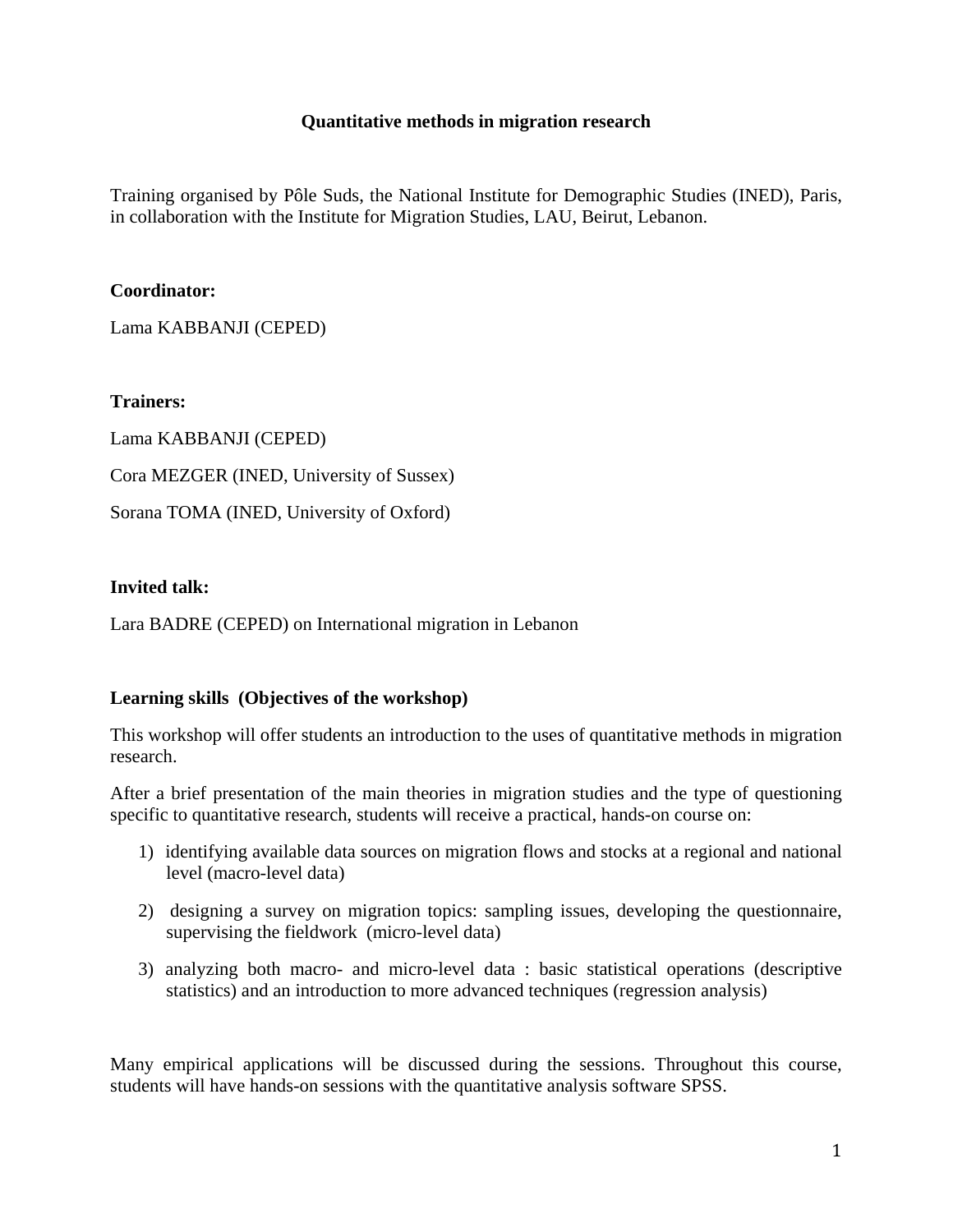# Quantitative methods in migration research

Training organised by Pôle Suds, the National Institute for Demographic Studies (INED), Paris, in collaboration with the Institute for Migration Studies, LAU, Beirut, Lebanon.

**Coordinator:**

Lama KABBANJI (CEPED)

**Trainers:**

Lama KABBANJI (CEPED)

Cora MEZGER (INED, University of Sussex)

Sorana TOMA (INED, University of Oxford)

**Invited talk:**

Lara BADRE (CEPED) on International migration in Lebanon

**Learning skills (Objectives of the workshop)**

This workshop will offer students an introduction to the uses of quantitative methods in migration research.

After a brief presentation of the main theories in migration studies and the type of questioning specific to quantitative research, students will receive a practical, hands-on course on:

1) identifying available data sources on migration flows and stocks at a regional and national level (macro-level data)
2) designing a survey on migration topics: sampling issues, developing the questionnaire, supervising the fieldwork (micro-level data)
3) analyzing both macro- and micro-level data : basic statistical operations (descriptive statistics) and an introduction to more advanced techniques (regression analysis)

Many empirical applications will be discussed during the sessions. Throughout this course, students will have hands-on sessions with the quantitative analysis software SPSS.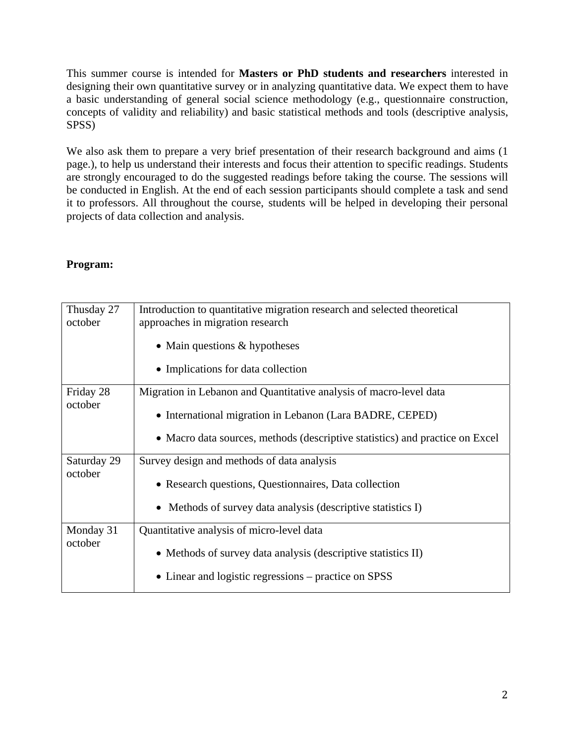This summer course is intended for **Masters or PhD students and researchers** interested in designing their own quantitative survey or in analyzing quantitative data. We expect them to have a basic understanding of general social science methodology (e.g., questionnaire construction, concepts of validity and reliability) and basic statistical methods and tools (descriptive analysis, SPSS)

We also ask them to prepare a very brief presentation of their research background and aims (1 page.), to help us understand their interests and focus their attention to specific readings. Students are strongly encouraged to do the suggested readings before taking the course. The sessions will be conducted in English. At the end of each session participants should complete a task and send it to professors. All throughout the course, students will be helped in developing their personal projects of data collection and analysis.

**Program:**

| | |
|---|---|
| Thusday 27 october | Introduction to quantitative migration research and selected theoretical approaches in migration research<br>• Main questions & hypotheses<br>• Implications for data collection |
| Friday 28 october | Migration in Lebanon and Quantitative analysis of macro-level data<br>• International migration in Lebanon (Lara BADRE, CEPED)<br>• Macro data sources, methods (descriptive statistics) and practice on Excel |
| Saturday 29 october | Survey design and methods of data analysis<br>• Research questions, Questionnaires, Data collection<br>• Methods of survey data analysis (descriptive statistics I) |
| Monday 31 october | Quantitative analysis of micro-level data<br>• Methods of survey data analysis (descriptive statistics II)<br>• Linear and logistic regressions – practice on SPSS |